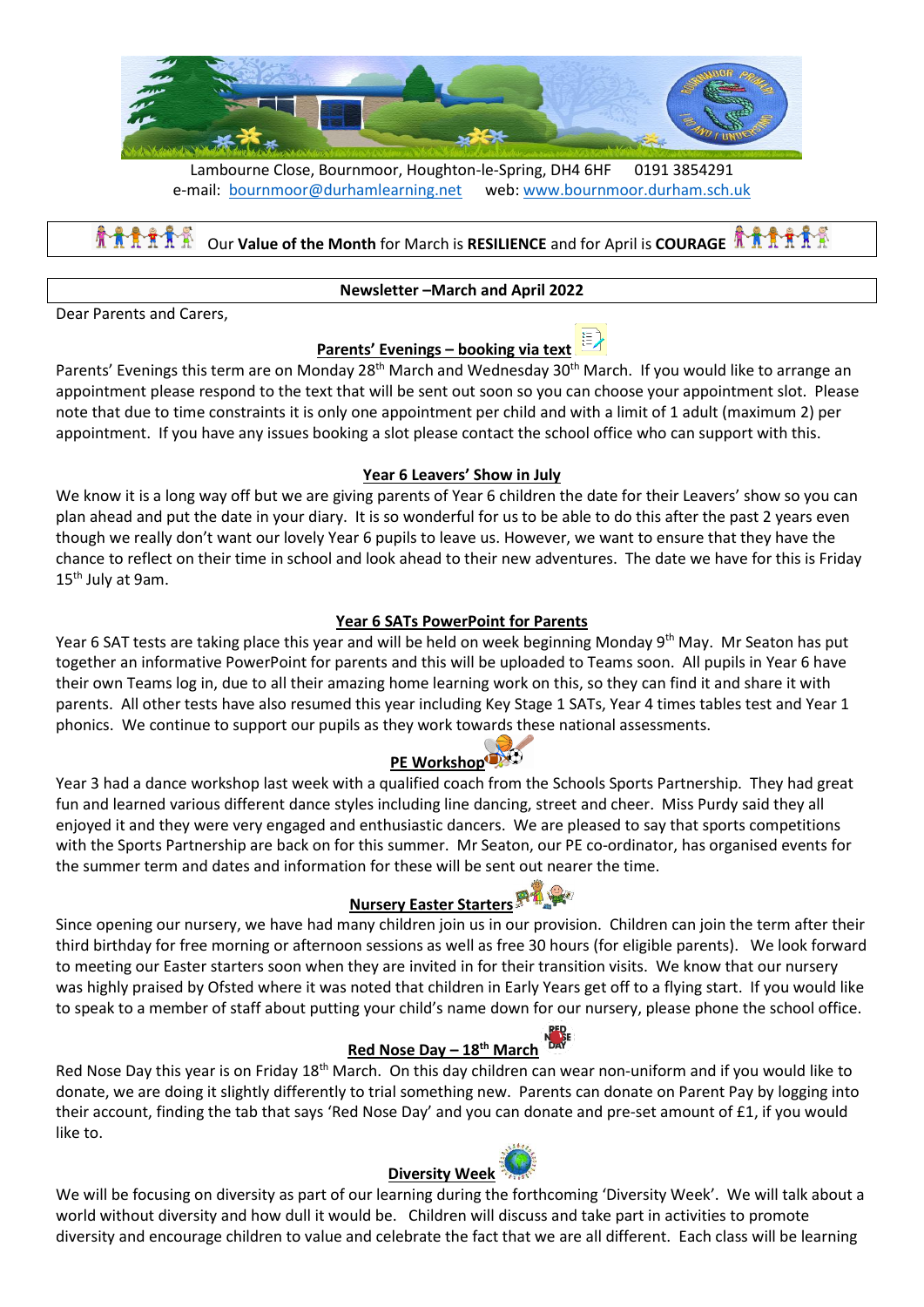Lambourne Close, Bournmoor, Houghton-le-Spring, DH4 6HF     0191 3854291
e-mail: bournmoor@durhamlearning.net     web: www.bournmoor.durham.sch.uk

Our **Value of the Month** for March is **RESILIENCE** and for April is **COURAGE**

**Newsletter –March and April 2022**

Dear Parents and Carers,

## Parents' Evenings – booking via text

Parents' Evenings this term are on Monday 28th March and Wednesday 30th March. If you would like to arrange an appointment please respond to the text that will be sent out soon so you can choose your appointment slot. Please note that due to time constraints it is only one appointment per child and with a limit of 1 adult (maximum 2) per appointment. If you have any issues booking a slot please contact the school office who can support with this.

## Year 6 Leavers' Show in July

We know it is a long way off but we are giving parents of Year 6 children the date for their Leavers' show so you can plan ahead and put the date in your diary. It is so wonderful for us to be able to do this after the past 2 years even though we really don't want our lovely Year 6 pupils to leave us. However, we want to ensure that they have the chance to reflect on their time in school and look ahead to their new adventures. The date we have for this is Friday 15th July at 9am.

## Year 6 SATs PowerPoint for Parents

Year 6 SAT tests are taking place this year and will be held on week beginning Monday 9th May. Mr Seaton has put together an informative PowerPoint for parents and this will be uploaded to Teams soon. All pupils in Year 6 have their own Teams log in, due to all their amazing home learning work on this, so they can find it and share it with parents. All other tests have also resumed this year including Key Stage 1 SATs, Year 4 times tables test and Year 1 phonics. We continue to support our pupils as they work towards these national assessments.

## PE Workshop

Year 3 had a dance workshop last week with a qualified coach from the Schools Sports Partnership. They had great fun and learned various different dance styles including line dancing, street and cheer. Miss Purdy said they all enjoyed it and they were very engaged and enthusiastic dancers. We are pleased to say that sports competitions with the Sports Partnership are back on for this summer. Mr Seaton, our PE co-ordinator, has organised events for the summer term and dates and information for these will be sent out nearer the time.

## Nursery Easter Starters

Since opening our nursery, we have had many children join us in our provision. Children can join the term after their third birthday for free morning or afternoon sessions as well as free 30 hours (for eligible parents). We look forward to meeting our Easter starters soon when they are invited in for their transition visits. We know that our nursery was highly praised by Ofsted where it was noted that children in Early Years get off to a flying start. If you would like to speak to a member of staff about putting your child's name down for our nursery, please phone the school office.

## Red Nose Day – 18th March

Red Nose Day this year is on Friday 18th March. On this day children can wear non-uniform and if you would like to donate, we are doing it slightly differently to trial something new. Parents can donate on Parent Pay by logging into their account, finding the tab that says 'Red Nose Day' and you can donate and pre-set amount of £1, if you would like to.

## Diversity Week

We will be focusing on diversity as part of our learning during the forthcoming 'Diversity Week'. We will talk about a world without diversity and how dull it would be. Children will discuss and take part in activities to promote diversity and encourage children to value and celebrate the fact that we are all different. Each class will be learning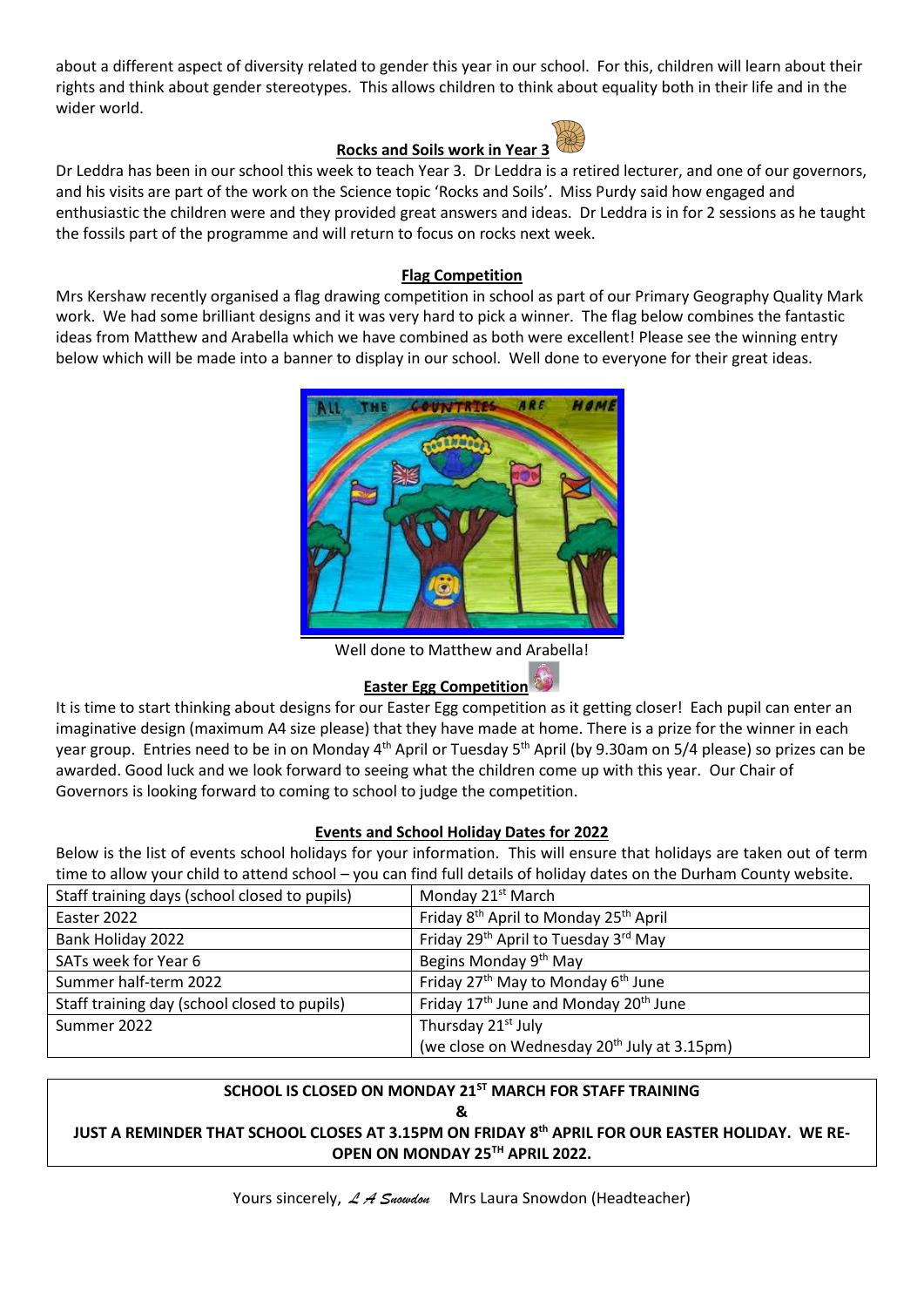about a different aspect of diversity related to gender this year in our school. For this, children will learn about their rights and think about gender stereotypes. This allows children to think about equality both in their life and in the wider world.

## Rocks and Soils work in Year 3

Dr Leddra has been in our school this week to teach Year 3. Dr Leddra is a retired lecturer, and one of our governors, and his visits are part of the work on the Science topic 'Rocks and Soils'. Miss Purdy said how engaged and enthusiastic the children were and they provided great answers and ideas. Dr Leddra is in for 2 sessions as he taught the fossils part of the programme and will return to focus on rocks next week.

## Flag Competition

Mrs Kershaw recently organised a flag drawing competition in school as part of our Primary Geography Quality Mark work. We had some brilliant designs and it was very hard to pick a winner. The flag below combines the fantastic ideas from Matthew and Arabella which we have combined as both were excellent! Please see the winning entry below which will be made into a banner to display in our school. Well done to everyone for their great ideas.

Well done to Matthew and Arabella!

## Easter Egg Competition

It is time to start thinking about designs for our Easter Egg competition as it getting closer! Each pupil can enter an imaginative design (maximum A4 size please) that they have made at home. There is a prize for the winner in each year group. Entries need to be in on Monday 4th April or Tuesday 5th April (by 9.30am on 5/4 please) so prizes can be awarded. Good luck and we look forward to seeing what the children come up with this year. Our Chair of Governors is looking forward to coming to school to judge the competition.

## Events and School Holiday Dates for 2022

Below is the list of events school holidays for your information. This will ensure that holidays are taken out of term time to allow your child to attend school – you can find full details of holiday dates on the Durham County website.

| | |
|---|---|
| Staff training days (school closed to pupils) | Monday 21st March |
| Easter 2022 | Friday 8th April to Monday 25th April |
| Bank Holiday 2022 | Friday 29th April to Tuesday 3rd May |
| SATs week for Year 6 | Begins Monday 9th May |
| Summer half-term 2022 | Friday 27th May to Monday 6th June |
| Staff training day (school closed to pupils) | Friday 17th June and Monday 20th June |
| Summer 2022 | Thursday 21st July (we close on Wednesday 20th July at 3.15pm) |

**SCHOOL IS CLOSED ON MONDAY 21ST MARCH FOR STAFF TRAINING**

**&**

**JUST A REMINDER THAT SCHOOL CLOSES AT 3.15PM ON FRIDAY 8th APRIL FOR OUR EASTER HOLIDAY. WE RE-OPEN ON MONDAY 25TH APRIL 2022.**

Yours sincerely, *L A Snowdon* Mrs Laura Snowdon (Headteacher)